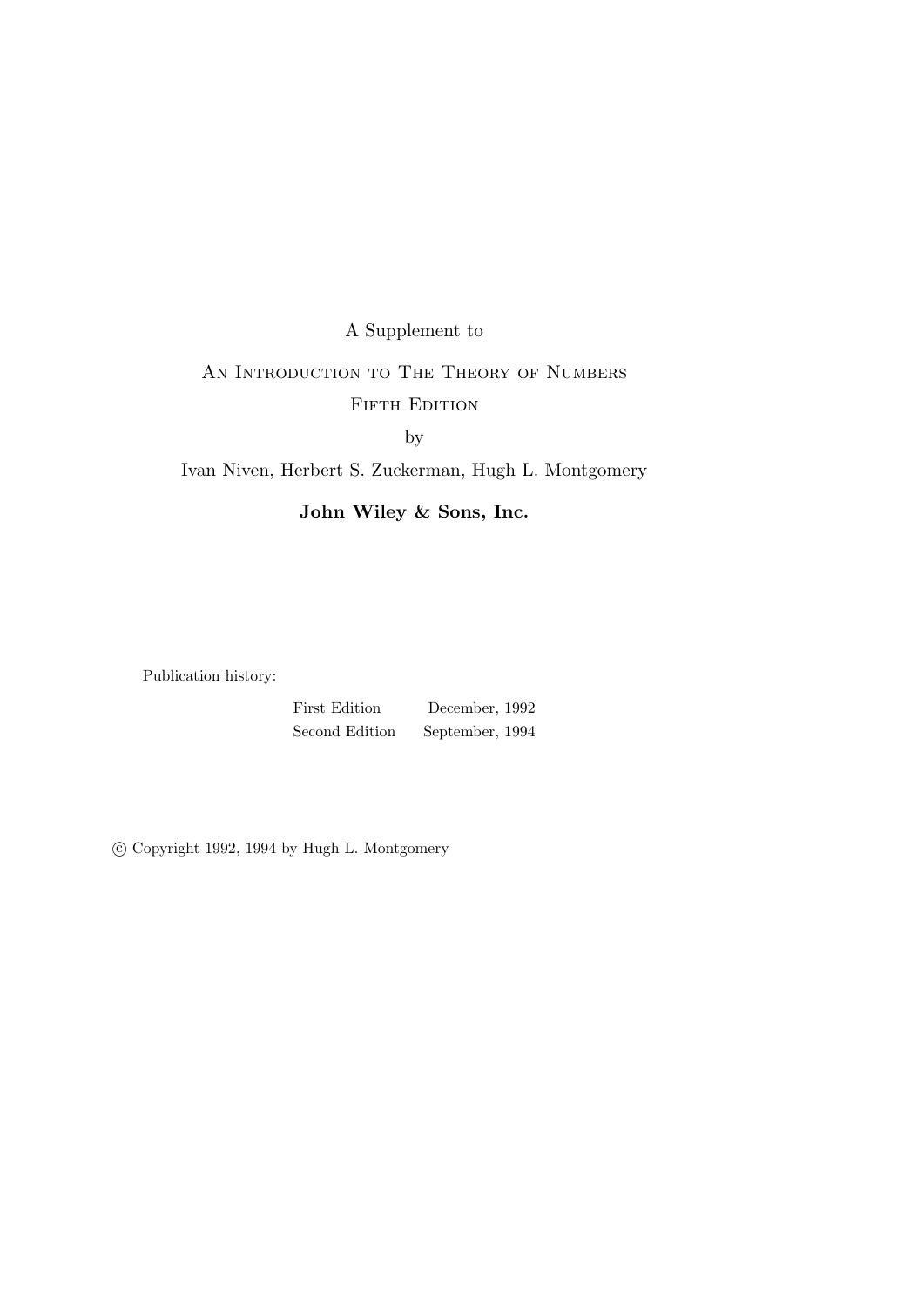A Supplement to

An Introduction to The Theory of Numbers

Fifth Edition

by

Ivan Niven, Herbert S. Zuckerman, Hugh L. Montgomery

**John Wiley & Sons, Inc.**

Publication history:

| | |
|---|---|
| First Edition | December, 1992 |
| Second Edition | September, 1994 |

© Copyright 1992, 1994 by Hugh L. Montgomery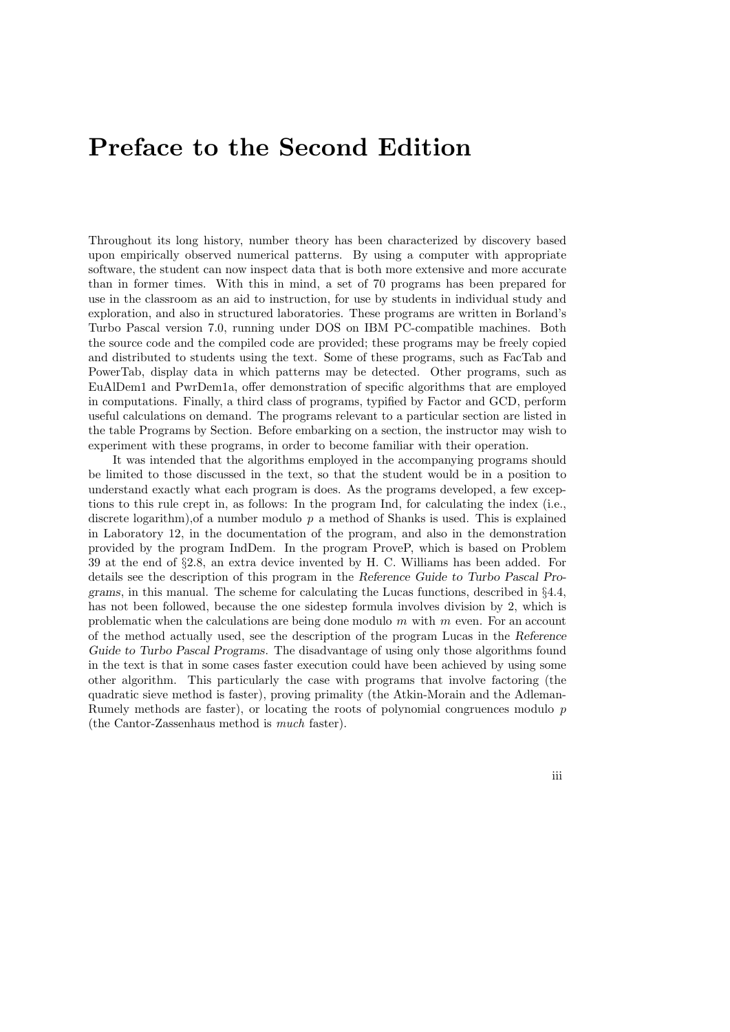# Preface to the Second Edition

Throughout its long history, number theory has been characterized by discovery based upon empirically observed numerical patterns. By using a computer with appropriate software, the student can now inspect data that is both more extensive and more accurate than in former times. With this in mind, a set of 70 programs has been prepared for use in the classroom as an aid to instruction, for use by students in individual study and exploration, and also in structured laboratories. These programs are written in Borland's Turbo Pascal version 7.0, running under DOS on IBM PC-compatible machines. Both the source code and the compiled code are provided; these programs may be freely copied and distributed to students using the text. Some of these programs, such as FacTab and PowerTab, display data in which patterns may be detected. Other programs, such as EuAlDem1 and PwrDem1a, offer demonstration of specific algorithms that are employed in computations. Finally, a third class of programs, typified by Factor and GCD, perform useful calculations on demand. The programs relevant to a particular section are listed in the table Programs by Section. Before embarking on a section, the instructor may wish to experiment with these programs, in order to become familiar with their operation.

It was intended that the algorithms employed in the accompanying programs should be limited to those discussed in the text, so that the student would be in a position to understand exactly what each program is does. As the programs developed, a few exceptions to this rule crept in, as follows: In the program Ind, for calculating the index (i.e., discrete logarithm),of a number modulo $p$ a method of Shanks is used. This is explained in Laboratory 12, in the documentation of the program, and also in the demonstration provided by the program IndDem. In the program ProveP, which is based on Problem 39 at the end of §2.8, an extra device invented by H. C. Williams has been added. For details see the description of this program in the *Reference Guide to Turbo Pascal Programs*, in this manual. The scheme for calculating the Lucas functions, described in §4.4, has not been followed, because the one sidestep formula involves division by 2, which is problematic when the calculations are being done modulo $m$ with $m$ even. For an account of the method actually used, see the description of the program Lucas in the *Reference Guide to Turbo Pascal Programs*. The disadvantage of using only those algorithms found in the text is that in some cases faster execution could have been achieved by using some other algorithm. This particularly the case with programs that involve factoring (the quadratic sieve method is faster), proving primality (the Atkin-Morain and the Adleman-Rumely methods are faster), or locating the roots of polynomial congruences modulo $p$ (the Cantor-Zassenhaus method is *much* faster).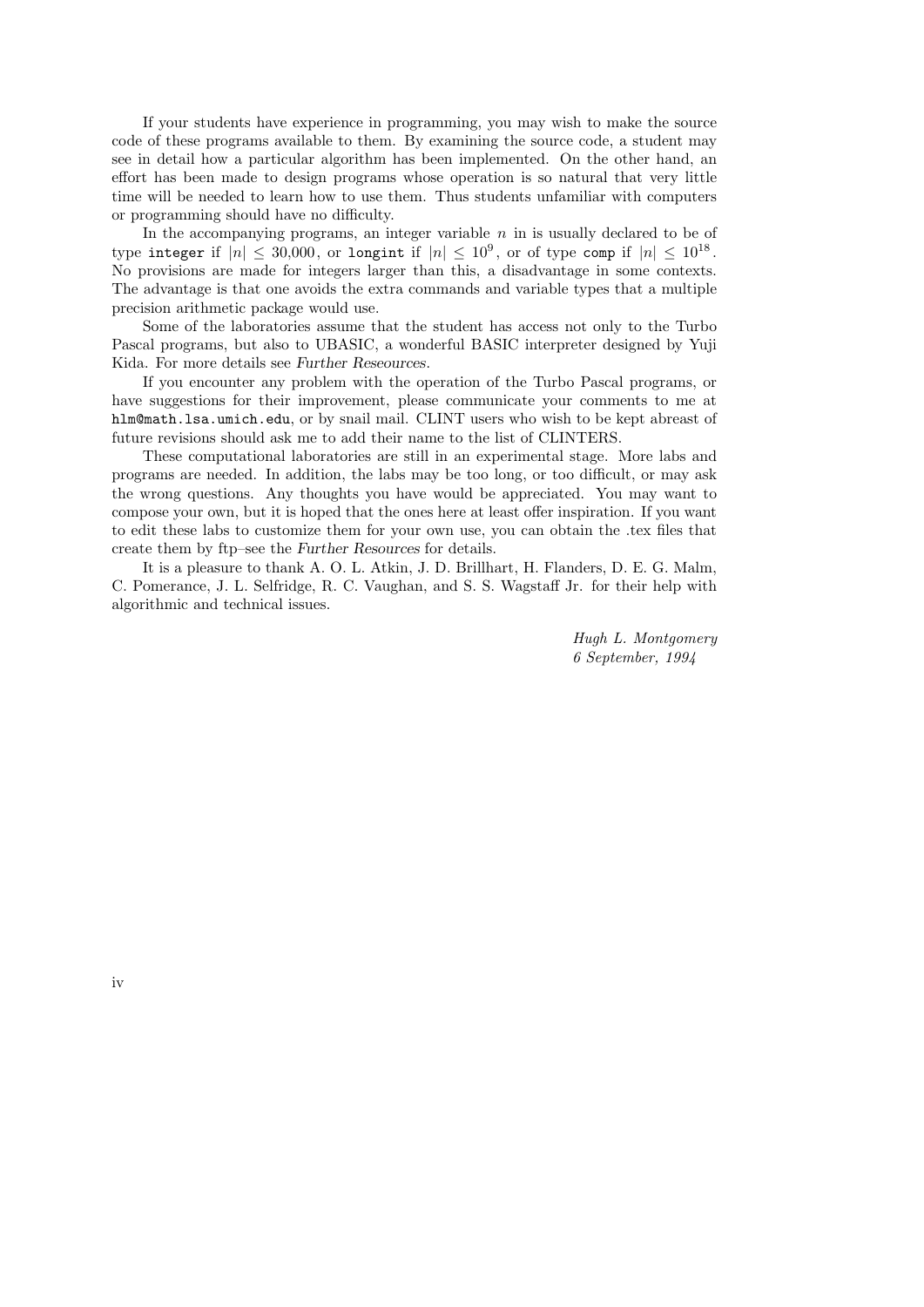If your students have experience in programming, you may wish to make the source code of these programs available to them. By examining the source code, a student may see in detail how a particular algorithm has been implemented. On the other hand, an effort has been made to design programs whose operation is so natural that very little time will be needed to learn how to use them. Thus students unfamiliar with computers or programming should have no difficulty.

In the accompanying programs, an integer variable $n$ in is usually declared to be of type `integer` if $|n| \le 30{,}000$, or `longint` if $|n| \le 10^9$, or of type `comp` if $|n| \le 10^{18}$. No provisions are made for integers larger than this, a disadvantage in some contexts. The advantage is that one avoids the extra commands and variable types that a multiple precision arithmetic package would use.

Some of the laboratories assume that the student has access not only to the Turbo Pascal programs, but also to UBASIC, a wonderful BASIC interpreter designed by Yuji Kida. For more details see *Further Reseources*.

If you encounter any problem with the operation of the Turbo Pascal programs, or have suggestions for their improvement, please communicate your comments to me at `hlm@math.lsa.umich.edu`, or by snail mail. CLINT users who wish to be kept abreast of future revisions should ask me to add their name to the list of CLINTERS.

These computational laboratories are still in an experimental stage. More labs and programs are needed. In addition, the labs may be too long, or too difficult, or may ask the wrong questions. Any thoughts you have would be appreciated. You may want to compose your own, but it is hoped that the ones here at least offer inspiration. If you want to edit these labs to customize them for your own use, you can obtain the .tex files that create them by ftp–see the *Further Resources* for details.

It is a pleasure to thank A. O. L. Atkin, J. D. Brillhart, H. Flanders, D. E. G. Malm, C. Pomerance, J. L. Selfridge, R. C. Vaughan, and S. S. Wagstaff Jr. for their help with algorithmic and technical issues.

*Hugh L. Montgomery*
*6 September, 1994*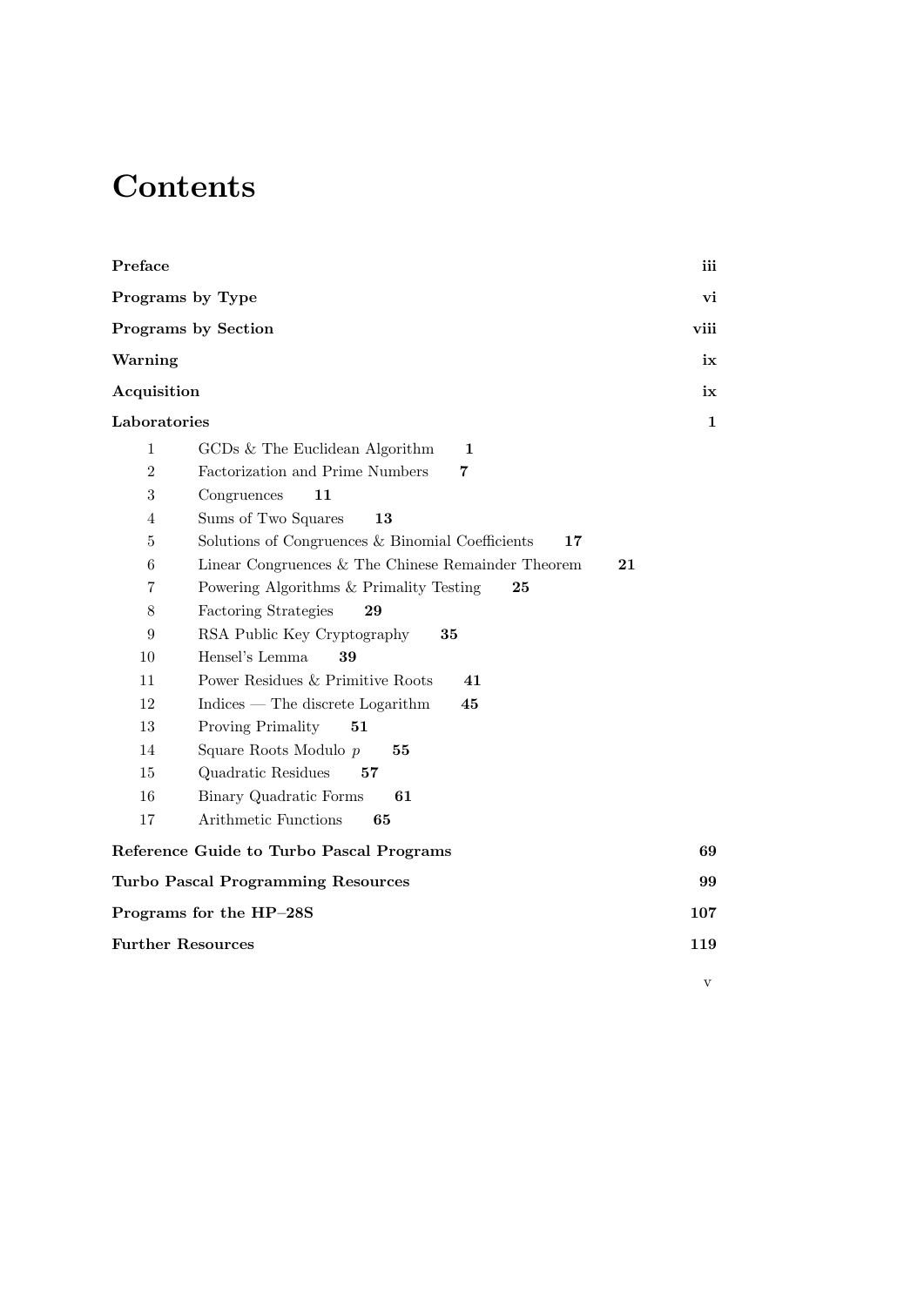# Contents

**Preface** **iii**

**Programs by Type** **vi**

**Programs by Section** **viii**

**Warning** **ix**

**Acquisition** **ix**

**Laboratories** **1**

| | | |
|---|---|---|
| 1 | GCDs & The Euclidean Algorithm | **1** |
| 2 | Factorization and Prime Numbers | **7** |
| 3 | Congruences | **11** |
| 4 | Sums of Two Squares | **13** |
| 5 | Solutions of Congruences & Binomial Coefficients | **17** |
| 6 | Linear Congruences & The Chinese Remainder Theorem | **21** |
| 7 | Powering Algorithms & Primality Testing | **25** |
| 8 | Factoring Strategies | **29** |
| 9 | RSA Public Key Cryptography | **35** |
| 10 | Hensel's Lemma | **39** |
| 11 | Power Residues & Primitive Roots | **41** |
| 12 | Indices — The discrete Logarithm | **45** |
| 13 | Proving Primality | **51** |
| 14 | Square Roots Modulo $p$ | **55** |
| 15 | Quadratic Residues | **57** |
| 16 | Binary Quadratic Forms | **61** |
| 17 | Arithmetic Functions | **65** |

**Reference Guide to Turbo Pascal Programs** **69**

**Turbo Pascal Programming Resources** **99**

**Programs for the HP–28S** **107**

**Further Resources** **119**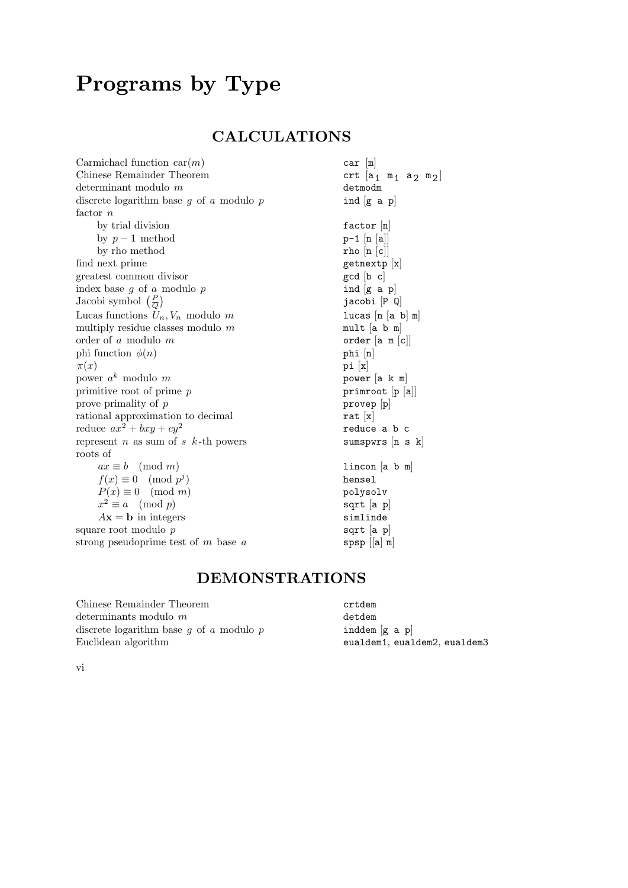# Programs by Type

## CALCULATIONS

| | |
|---|---|
| Carmichael function $\mathrm{car}(m)$ | `car [m]` |
| Chinese Remainder Theorem | `crt [a1 m1 a2 m2]` |
| determinant modulo $m$ | `detmodm` |
| discrete logarithm base $g$ of $a$ modulo $p$ | `ind [g a p]` |
| factor $n$ | |
| by trial division | `factor [n]` |
| by $p-1$ method | `p-1 [n [a]]` |
| by rho method | `rho [n [c]]` |
| find next prime | `getnextp [x]` |
| greatest common divisor | `gcd [b c]` |
| index base $g$ of $a$ modulo $p$ | `ind [g a p]` |
| Jacobi symbol $\left(\frac{P}{Q}\right)$ | `jacobi [P Q]` |
| Lucas functions $U_n, V_n$ modulo $m$ | `lucas [n [a b] m]` |
| multiply residue classes modulo $m$ | `mult [a b m]` |
| order of $a$ modulo $m$ | `order [a m [c]]` |
| phi function $\phi(n)$ | `phi [n]` |
| $\pi(x)$ | `pi [x]` |
| power $a^k$ modulo $m$ | `power [a k m]` |
| primitive root of prime $p$ | `primroot [p [a]]` |
| prove primality of $p$ | `provep [p]` |
| rational approximation to decimal | `rat [x]` |
| reduce $ax^2 + bxy + cy^2$ | `reduce a b c` |
| represent $n$ as sum of $s$ $k$-th powers | `sumspwrs [n s k]` |
| roots of | |
| $ax \equiv b \pmod{m}$ | `lincon [a b m]` |
| $f(x) \equiv 0 \pmod{p^j}$ | `hensel` |
| $P(x) \equiv 0 \pmod{m}$ | `polysolv` |
| $x^2 \equiv a \pmod{p}$ | `sqrt [a p]` |
| $A\mathbf{x} = \mathbf{b}$ in integers | `simlinde` |
| square root modulo $p$ | `sqrt [a p]` |
| strong pseudoprime test of $m$ base $a$ | `spsp [[a] m]` |

## DEMONSTRATIONS

| | |
|---|---|
| Chinese Remainder Theorem | `crtdem` |
| determinants modulo $m$ | `detdem` |
| discrete logarithm base $g$ of $a$ modulo $p$ | `inddem [g a p]` |
| Euclidean algorithm | `eualdem1`, `eualdem2`, `eualdem3` |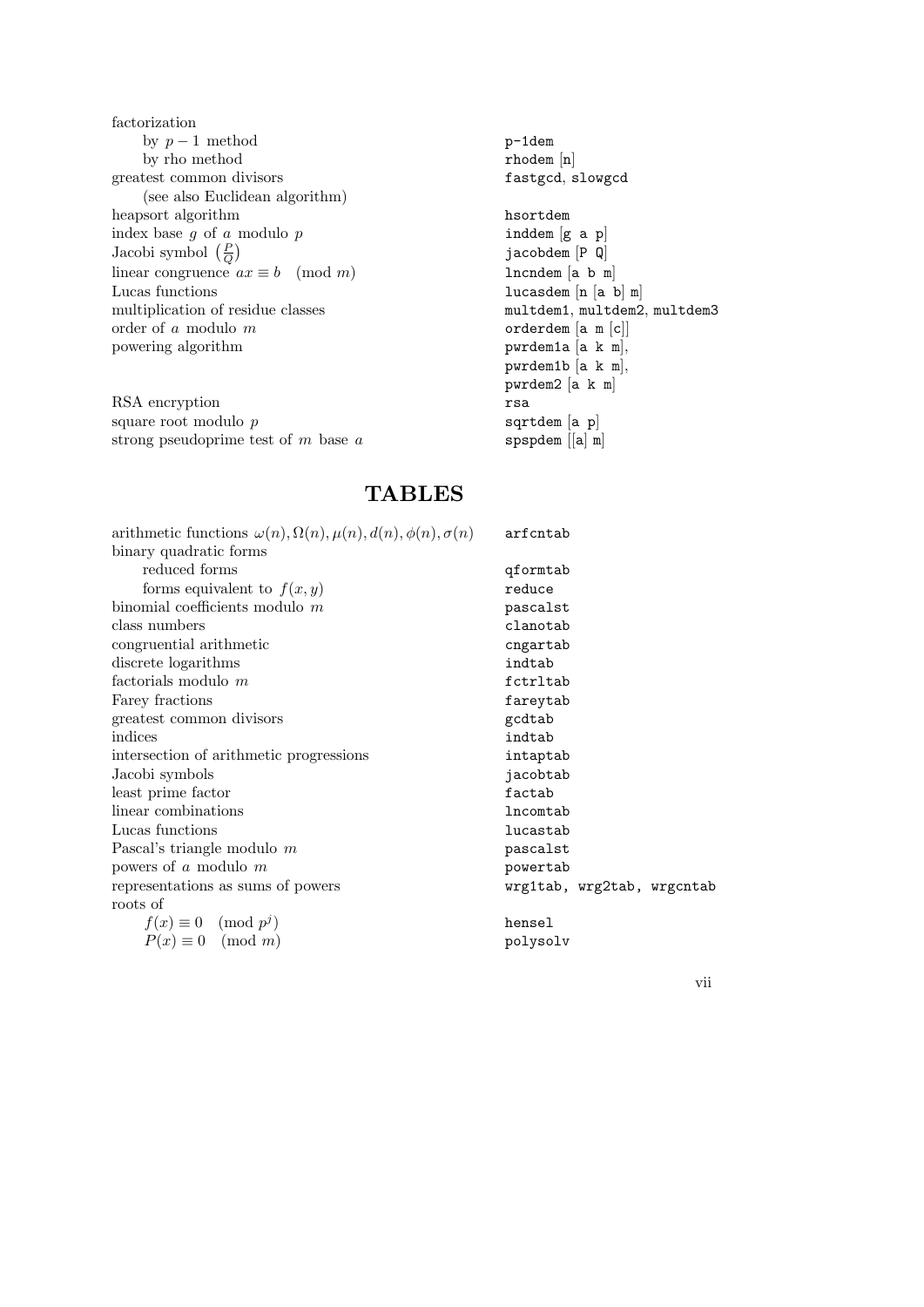| | |
|---|---|
| factorization | |
|     by $p-1$ method | `p-1dem` |
|     by rho method | `rhodem` [n] |
| greatest common divisors | `fastgcd`, `slowgcd` |
|     (see also Euclidean algorithm) | |
| heapsort algorithm | `hsortdem` |
| index base $g$ of $a$ modulo $p$ | `inddem` [g a p] |
| Jacobi symbol $\left(\frac{P}{Q}\right)$ | `jacobdem` [P Q] |
| linear congruence $ax \equiv b \pmod{m}$ | `lncndem` [a b m] |
| Lucas functions | `lucasdem` [n [a b] m] |
| multiplication of residue classes | `multdem1`, `multdem2`, `multdem3` |
| order of $a$ modulo $m$ | `orderdem` [a m [c]] |
| powering algorithm | `pwrdem1a` [a k m], `pwrdem1b` [a k m], `pwrdem2` [a k m] |
| RSA encryption | `rsa` |
| square root modulo $p$ | `sqrtdem` [a p] |
| strong pseudoprime test of $m$ base $a$ | `spspdem` [[a] m] |

## TABLES

| | |
|---|---|
| arithmetic functions $\omega(n), \Omega(n), \mu(n), d(n), \phi(n), \sigma(n)$ | `arfcntab` |
| binary quadratic forms | |
|     reduced forms | `qformtab` |
|     forms equivalent to $f(x, y)$ | `reduce` |
| binomial coefficients modulo $m$ | `pascalst` |
| class numbers | `clanotab` |
| congruential arithmetic | `cngartab` |
| discrete logarithms | `indtab` |
| factorials modulo $m$ | `fctrltab` |
| Farey fractions | `fareytab` |
| greatest common divisors | `gcdtab` |
| indices | `indtab` |
| intersection of arithmetic progressions | `intaptab` |
| Jacobi symbols | `jacobtab` |
| least prime factor | `factab` |
| linear combinations | `lncomtab` |
| Lucas functions | `lucastab` |
| Pascal's triangle modulo $m$ | `pascalst` |
| powers of $a$ modulo $m$ | `powertab` |
| representations as sums of powers | `wrg1tab`, `wrg2tab`, `wrgcntab` |
| roots of | |
|     $f(x) \equiv 0 \pmod{p^j}$ | `hensel` |
|     $P(x) \equiv 0 \pmod{m}$ | `polysolv` |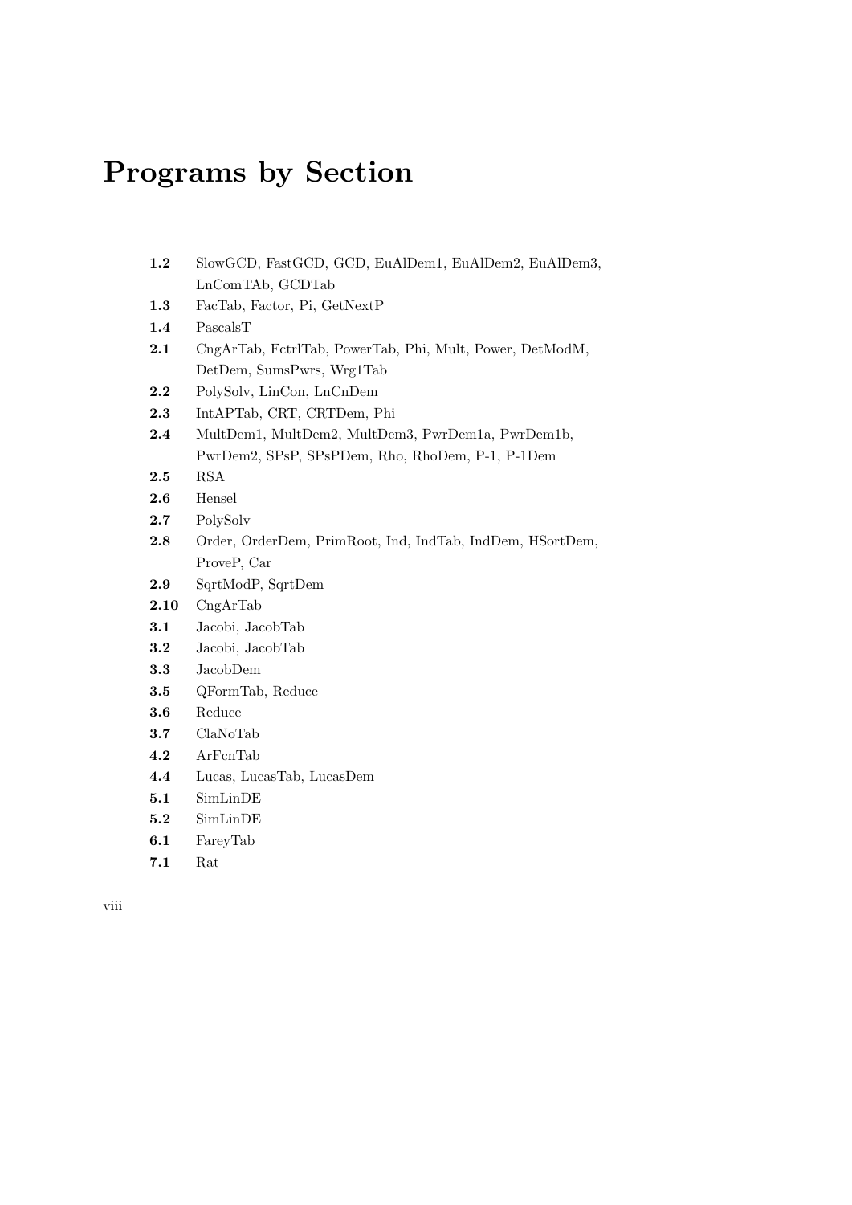# Programs by Section

- **1.2** SlowGCD, FastGCD, GCD, EuAlDem1, EuAlDem2, EuAlDem3, LnComTAb, GCDTab
- **1.3** FacTab, Factor, Pi, GetNextP
- **1.4** PascalsT
- **2.1** CngArTab, FctrlTab, PowerTab, Phi, Mult, Power, DetModM, DetDem, SumsPwrs, Wrg1Tab
- **2.2** PolySolv, LinCon, LnCnDem
- **2.3** IntAPTab, CRT, CRTDem, Phi
- **2.4** MultDem1, MultDem2, MultDem3, PwrDem1a, PwrDem1b, PwrDem2, SPsP, SPsPDem, Rho, RhoDem, P-1, P-1Dem
- **2.5** RSA
- **2.6** Hensel
- **2.7** PolySolv
- **2.8** Order, OrderDem, PrimRoot, Ind, IndTab, IndDem, HSortDem, ProveP, Car
- **2.9** SqrtModP, SqrtDem
- **2.10** CngArTab
- **3.1** Jacobi, JacobTab
- **3.2** Jacobi, JacobTab
- **3.3** JacobDem
- **3.5** QFormTab, Reduce
- **3.6** Reduce
- **3.7** ClaNoTab
- **4.2** ArFcnTab
- **4.4** Lucas, LucasTab, LucasDem
- **5.1** SimLinDE
- **5.2** SimLinDE
- **6.1** FareyTab
- **7.1** Rat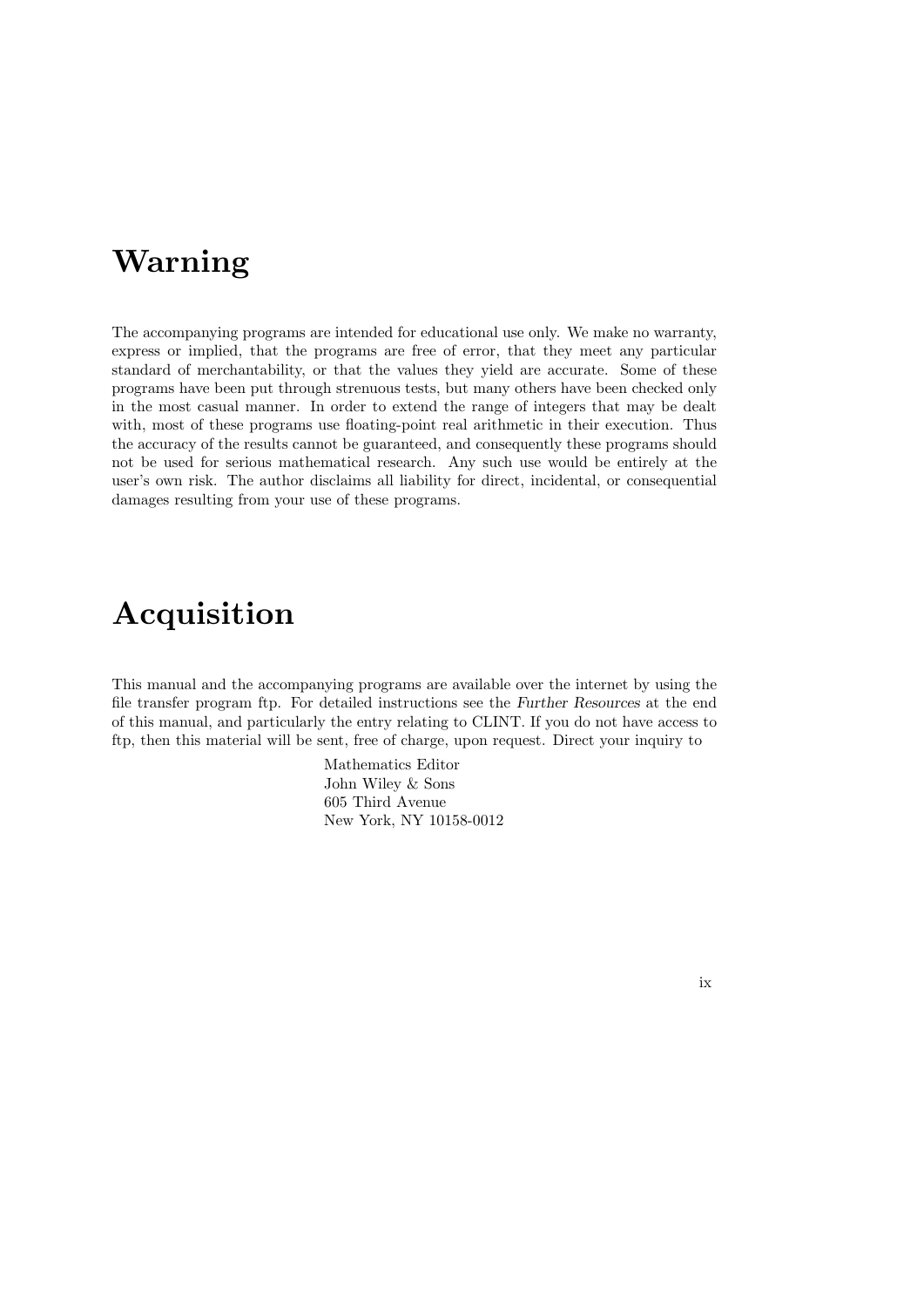# Warning

The accompanying programs are intended for educational use only. We make no warranty, express or implied, that the programs are free of error, that they meet any particular standard of merchantability, or that the values they yield are accurate. Some of these programs have been put through strenuous tests, but many others have been checked only in the most casual manner. In order to extend the range of integers that may be dealt with, most of these programs use floating-point real arithmetic in their execution. Thus the accuracy of the results cannot be guaranteed, and consequently these programs should not be used for serious mathematical research. Any such use would be entirely at the user's own risk. The author disclaims all liability for direct, incidental, or consequential damages resulting from your use of these programs.

# Acquisition

This manual and the accompanying programs are available over the internet by using the file transfer program ftp. For detailed instructions see the *Further Resources* at the end of this manual, and particularly the entry relating to CLINT. If you do not have access to ftp, then this material will be sent, free of charge, upon request. Direct your inquiry to

Mathematics Editor
John Wiley & Sons
605 Third Avenue
New York, NY 10158-0012